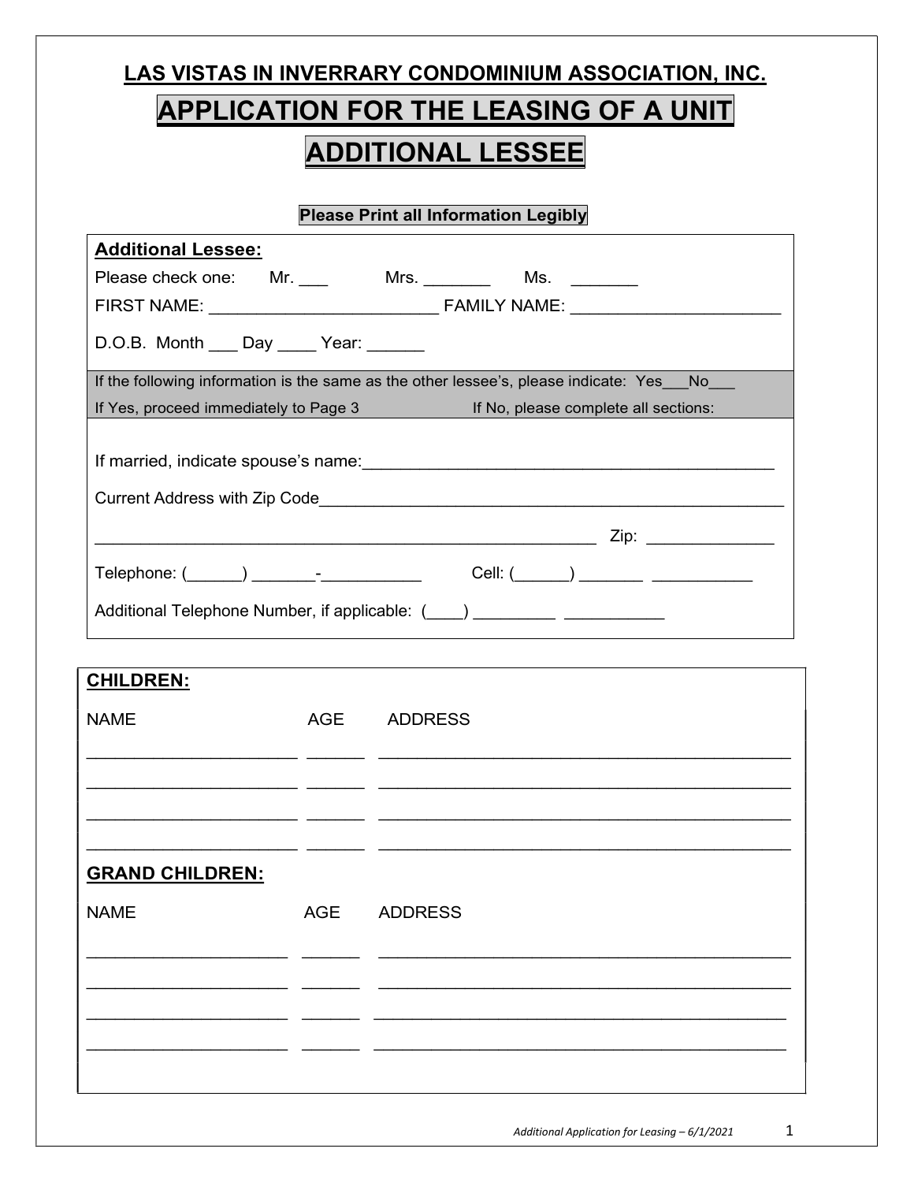# LAS VISTAS IN INVERRARY CONDOMINIUM ASSOCIATION, INC.

# APPLICATION FOR THE LEASING OF A UNIT

# ADDITIONAL LESSEE

**Please Print all Information Legibly**

**Additional Lessee:**

Please check one: Mr. ___ Mrs. _______ Ms. _______

FIRST NAME: ________________________ FAMILY NAME: ______________________

D.O.B. Month ___ Day ____ Year: ______

If the following information is the same as the other lessee's, please indicate: Yes___No___

If Yes, proceed immediately to Page 3 If No, please complete all sections:

If married, indicate spouse's name:____________________________________________

Current Address with Zip Code__________________________________________________

_______________________________________________________ Zip: _____________

Telephone: (______) _______-___________ Cell: (______) _______ ___________

Additional Telephone Number, if applicable: (____) _________ ___________

**CHILDREN:**

| NAME | AGE | ADDRESS |
|---|---|---|
| | | |
| | | |
| | | |
| | | |

**GRAND CHILDREN:**

| NAME | AGE | ADDRESS |
|---|---|---|
| | | |
| | | |
| | | |
| | | |

*Additional Application for Leasing – 6/1/2021*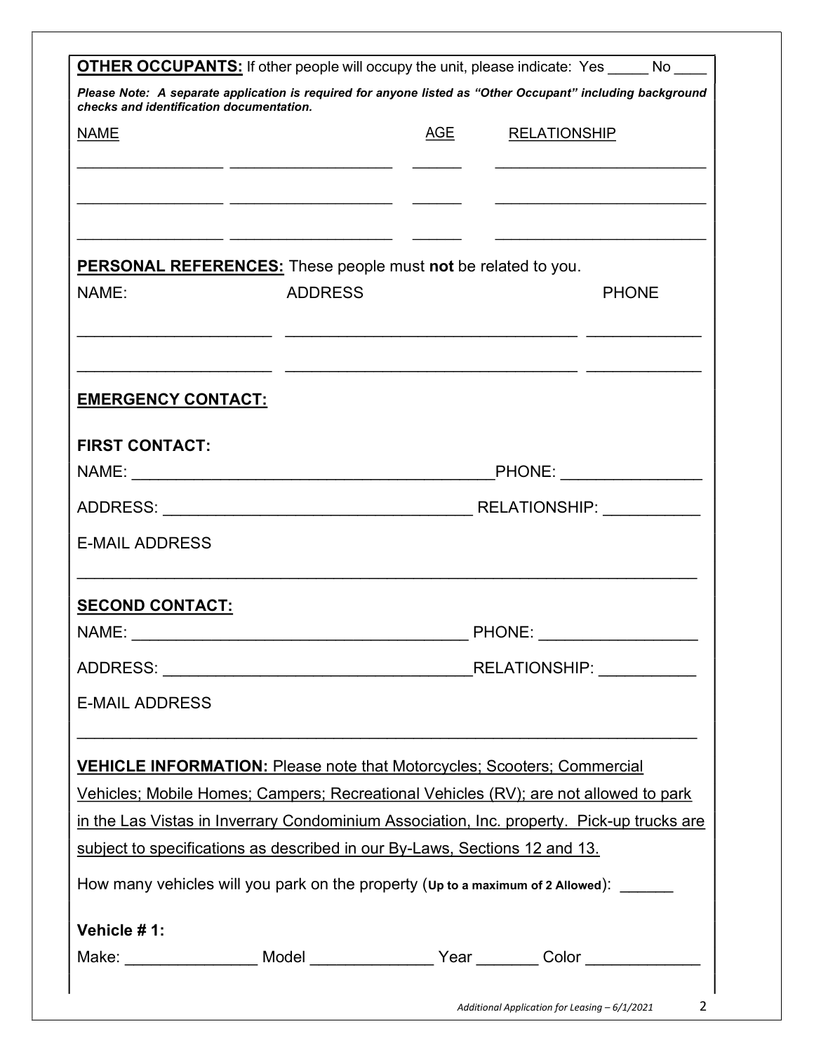**OTHER OCCUPANTS:** If other people will occupy the unit, please indicate: Yes _____ No ____

***Please Note: A separate application is required for anyone listed as "Other Occupant" including background checks and identification documentation.***

| NAME | | AGE | RELATIONSHIP |
| --- | --- | --- | --- |
| ________________ | __________________ | ______ | ________________________ |
| ________________ | __________________ | ______ | ________________________ |
| ________________ | __________________ | ______ | ________________________ |

**PERSONAL REFERENCES:** These people must **not** be related to you.

| NAME: | ADDRESS | PHONE |
| --- | --- | --- |
| ______________________ | ________________________________ | _____________ |
| ______________________ | ________________________________ | _____________ |

**EMERGENCY CONTACT:**

**FIRST CONTACT:**

NAME: ________________________________________PHONE: _______________

ADDRESS: __________________________________ RELATIONSHIP: ___________

E-MAIL ADDRESS

______________________________________________________________________

**SECOND CONTACT:**

NAME: _____________________________________ PHONE: _________________

ADDRESS: __________________________________RELATIONSHIP: ___________

E-MAIL ADDRESS

______________________________________________________________________

**VEHICLE INFORMATION:** Please note that Motorcycles; Scooters; Commercial Vehicles; Mobile Homes; Campers; Recreational Vehicles (RV); are not allowed to park in the Las Vistas in Inverrary Condominium Association, Inc. property. Pick-up trucks are subject to specifications as described in our By-Laws, Sections 12 and 13.

How many vehicles will you park on the property (**Up to a maximum of 2 Allowed**): ______

**Vehicle # 1:**

Make: _______________ Model ______________ Year _______ Color _____________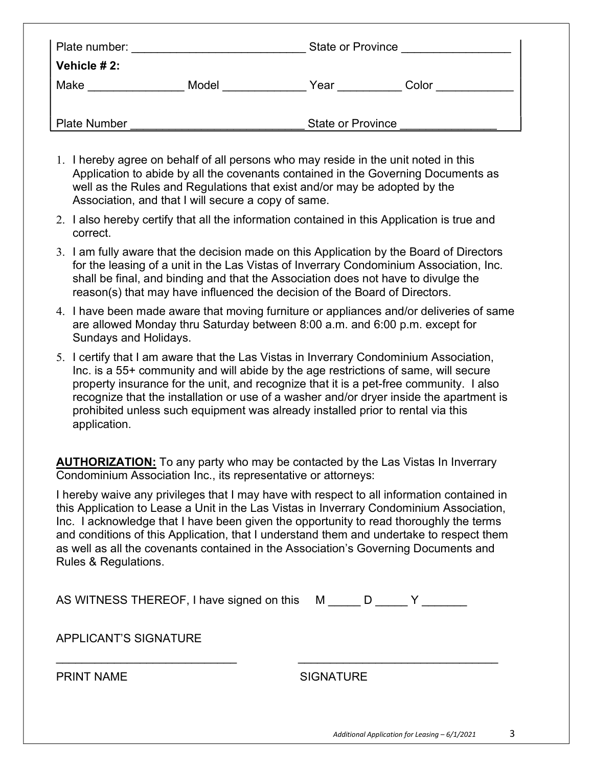Plate number: ___________________________ State or Province _________________

**Vehicle # 2:**

Make _______________ Model _____________ Year __________ Color ____________

Plate Number ___________________________ State or Province _______________

1. I hereby agree on behalf of all persons who may reside in the unit noted in this Application to abide by all the covenants contained in the Governing Documents as well as the Rules and Regulations that exist and/or may be adopted by the Association, and that I will secure a copy of same.
2. I also hereby certify that all the information contained in this Application is true and correct.
3. I am fully aware that the decision made on this Application by the Board of Directors for the leasing of a unit in the Las Vistas of Inverrary Condominium Association, Inc. shall be final, and binding and that the Association does not have to divulge the reason(s) that may have influenced the decision of the Board of Directors.
4. I have been made aware that moving furniture or appliances and/or deliveries of same are allowed Monday thru Saturday between 8:00 a.m. and 6:00 p.m. except for Sundays and Holidays.
5. I certify that I am aware that the Las Vistas in Inverrary Condominium Association, Inc. is a 55+ community and will abide by the age restrictions of same, will secure property insurance for the unit, and recognize that it is a pet-free community. I also recognize that the installation or use of a washer and/or dryer inside the apartment is prohibited unless such equipment was already installed prior to rental via this application.

**AUTHORIZATION:** To any party who may be contacted by the Las Vistas In Inverrary Condominium Association Inc., its representative or attorneys:

I hereby waive any privileges that I may have with respect to all information contained in this Application to Lease a Unit in the Las Vistas in Inverrary Condominium Association, Inc. I acknowledge that I have been given the opportunity to read thoroughly the terms and conditions of this Application, that I understand them and undertake to respect them as well as all the covenants contained in the Association's Governing Documents and Rules & Regulations.

AS WITNESS THEREOF, I have signed on this M _____ D _____ Y _______

APPLICANT'S SIGNATURE

_____________________________ _______________________________

PRINT NAME SIGNATURE

*Additional Application for Leasing – 6/1/2021*